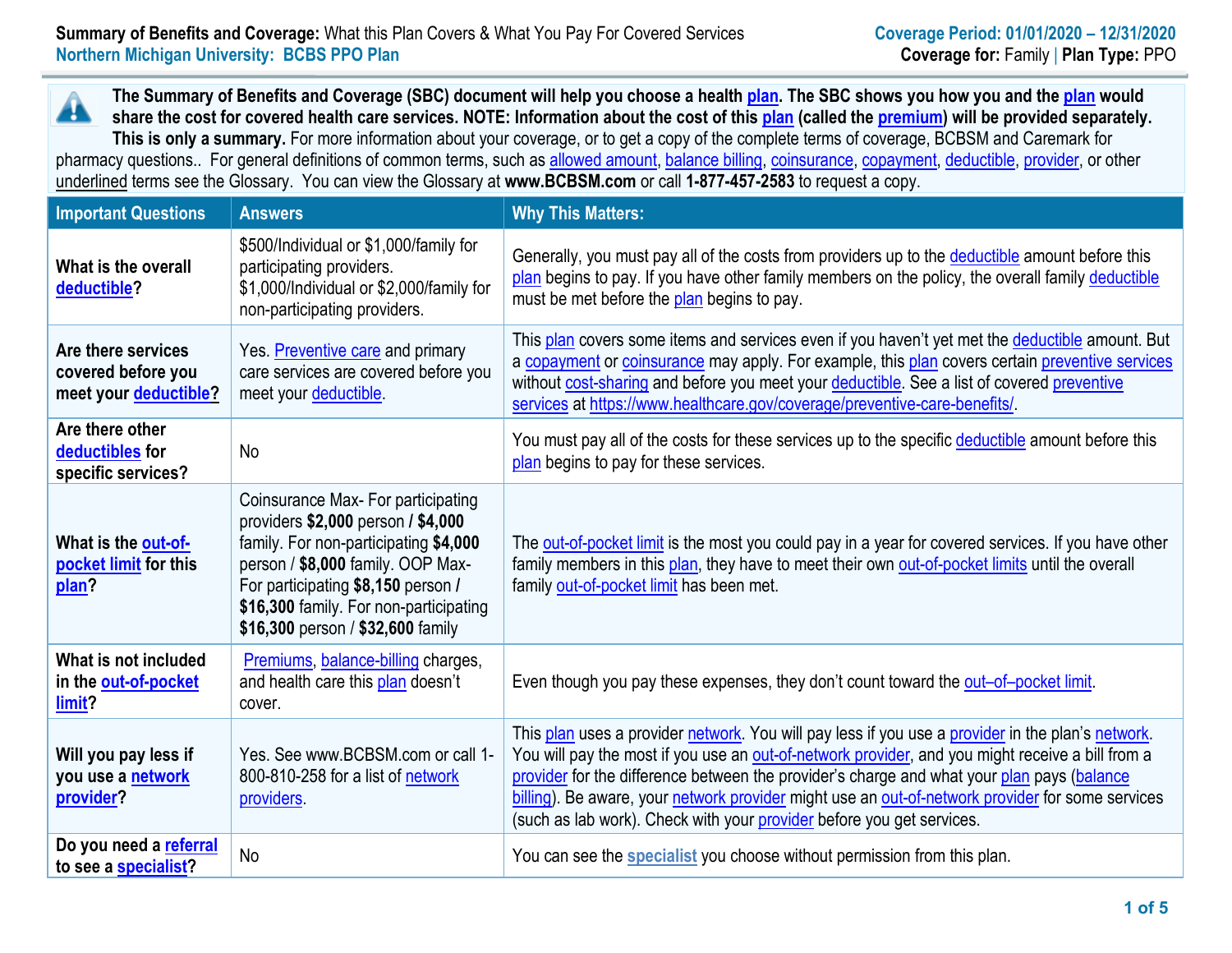**Summary of Benefits and Coverage:** What this Plan Covers & What You Pay For Covered Services
**Northern Michigan University: BCBS PPO Plan**

**Coverage Period: 01/01/2020 – 12/31/2020**
**Coverage for:** Family | **Plan Type:** PPO

**The Summary of Benefits and Coverage (SBC) document will help you choose a health plan. The SBC shows you how you and the plan would share the cost for covered health care services. NOTE: Information about the cost of this plan (called the premium) will be provided separately. This is only a summary.** For more information about your coverage, or to get a copy of the complete terms of coverage, BCBSM and Caremark for pharmacy questions.. For general definitions of common terms, such as allowed amount, balance billing, coinsurance, copayment, deductible, provider, or other underlined terms see the Glossary. You can view the Glossary at **www.BCBSM.com** or call **1-877-457-2583** to request a copy.

| Important Questions | Answers | Why This Matters: |
|---|---|---|
| **What is the overall deductible?** | $500/Individual or $1,000/family for participating providers. $1,000/Individual or $2,000/family for non-participating providers. | Generally, you must pay all of the costs from providers up to the deductible amount before this plan begins to pay. If you have other family members on the policy, the overall family deductible must be met before the plan begins to pay. |
| **Are there services covered before you meet your deductible?** | Yes. Preventive care and primary care services are covered before you meet your deductible. | This plan covers some items and services even if you haven't yet met the deductible amount. But a copayment or coinsurance may apply. For example, this plan covers certain preventive services without cost-sharing and before you meet your deductible. See a list of covered preventive services at https://www.healthcare.gov/coverage/preventive-care-benefits/. |
| **Are there other deductibles for specific services?** | No | You must pay all of the costs for these services up to the specific deductible amount before this plan begins to pay for these services. |
| **What is the out-of-pocket limit for this plan?** | Coinsurance Max- For participating providers **$2,000** person **/ $4,000** family. For non-participating **$4,000** person / **$8,000** family. OOP Max- For participating **$8,150** person **/ $16,300** family. For non-participating **$16,300** person / **$32,600** family | The out-of-pocket limit is the most you could pay in a year for covered services. If you have other family members in this plan, they have to meet their own out-of-pocket limits until the overall family out-of-pocket limit has been met. |
| **What is not included in the out-of-pocket limit?** | Premiums, balance-billing charges, and health care this plan doesn't cover. | Even though you pay these expenses, they don't count toward the out–of–pocket limit. |
| **Will you pay less if you use a network provider?** | Yes. See www.BCBSM.com or call 1-800-810-258 for a list of network providers. | This plan uses a provider network. You will pay less if you use a provider in the plan's network. You will pay the most if you use an out-of-network provider, and you might receive a bill from a provider for the difference between the provider's charge and what your plan pays (balance billing). Be aware, your network provider might use an out-of-network provider for some services (such as lab work). Check with your provider before you get services. |
| **Do you need a referral to see a specialist?** | No | You can see the specialist you choose without permission from this plan. |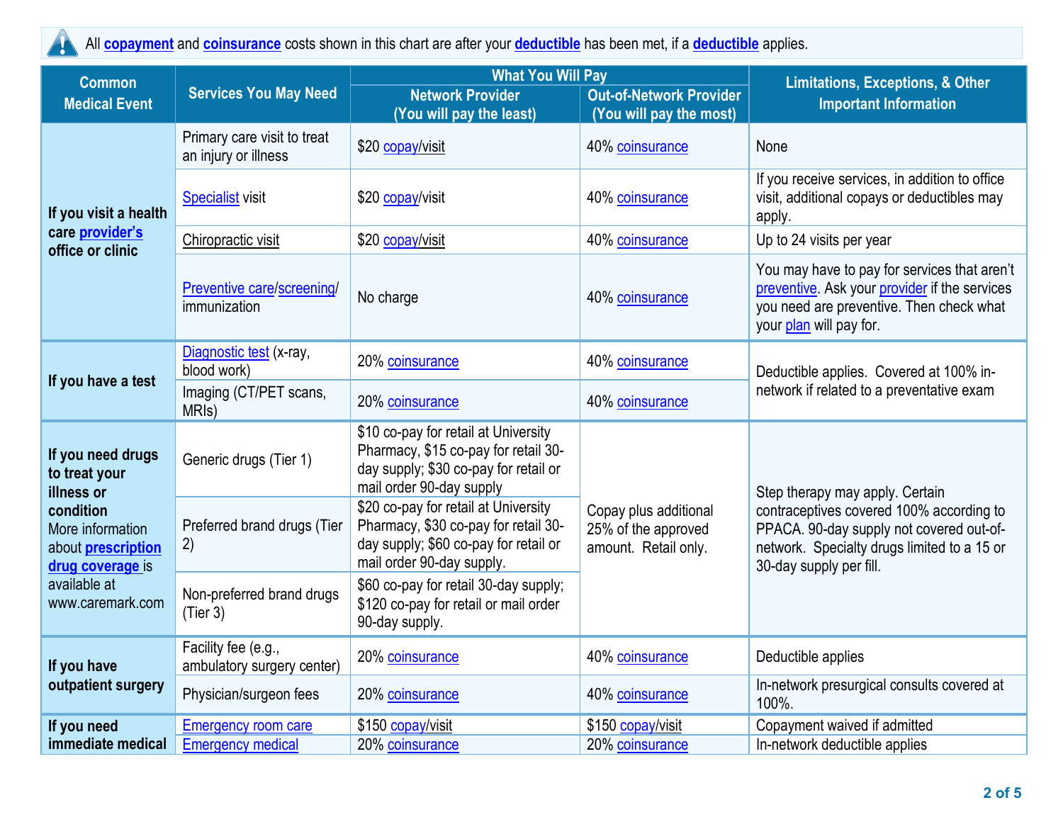All **copayment** and **coinsurance** costs shown in this chart are after your **deductible** has been met, if a **deductible** applies.

| Common Medical Event | Services You May Need | What You Will Pay | | Limitations, Exceptions, & Other Important Information |
|---|---|---|---|---|
| | | Network Provider (You will pay the least) | Out-of-Network Provider (You will pay the most) | |
| **If you visit a health care provider's office or clinic** | Primary care visit to treat an injury or illness | $20 copay/visit | 40% coinsurance | None |
| | Specialist visit | $20 copay/visit | 40% coinsurance | If you receive services, in addition to office visit, additional copays or deductibles may apply. |
| | Chiropractic visit | $20 copay/visit | 40% coinsurance | Up to 24 visits per year |
| | Preventive care/screening/ immunization | No charge | 40% coinsurance | You may have to pay for services that aren't preventive. Ask your provider if the services you need are preventive. Then check what your plan will pay for. |
| **If you have a test** | Diagnostic test (x-ray, blood work) | 20% coinsurance | 40% coinsurance | Deductible applies. Covered at 100% in-network if related to a preventative exam |
| | Imaging (CT/PET scans, MRIs) | 20% coinsurance | 40% coinsurance | |
| **If you need drugs to treat your illness or condition** More information about **prescription drug coverage** is available at www.caremark.com | Generic drugs (Tier 1) | $10 co-pay for retail at University Pharmacy, $15 co-pay for retail 30-day supply; $30 co-pay for retail or mail order 90-day supply | Copay plus additional 25% of the approved amount. Retail only. | Step therapy may apply. Certain contraceptives covered 100% according to PPACA. 90-day supply not covered out-of-network. Specialty drugs limited to a 15 or 30-day supply per fill. |
| | Preferred brand drugs (Tier 2) | $20 co-pay for retail at University Pharmacy, $30 co-pay for retail 30-day supply; $60 co-pay for retail or mail order 90-day supply. | | |
| | Non-preferred brand drugs (Tier 3) | $60 co-pay for retail 30-day supply; $120 co-pay for retail or mail order 90-day supply. | | |
| **If you have outpatient surgery** | Facility fee (e.g., ambulatory surgery center) | 20% coinsurance | 40% coinsurance | Deductible applies |
| | Physician/surgeon fees | 20% coinsurance | 40% coinsurance | In-network presurgical consults covered at 100%. |
| **If you need immediate medical** | Emergency room care | $150 copay/visit | $150 copay/visit | Copayment waived if admitted |
| | Emergency medical | 20% coinsurance | 20% coinsurance | In-network deductible applies |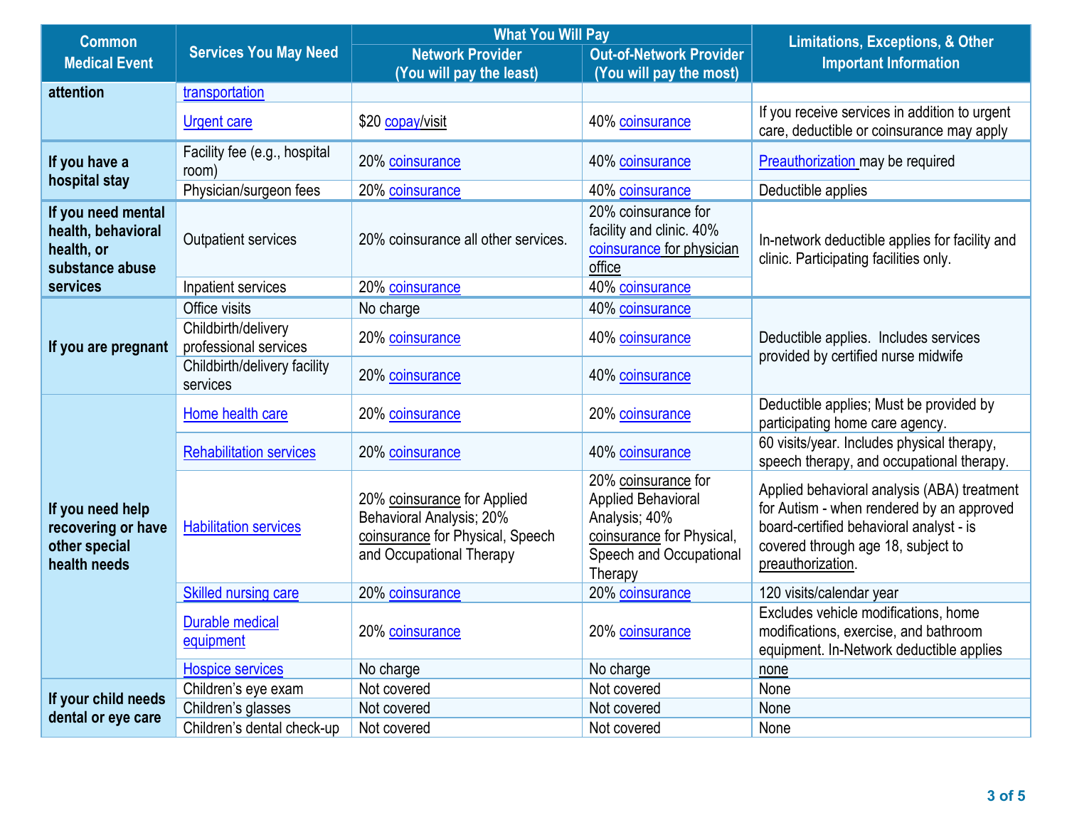| Common Medical Event | Services You May Need | What You Will Pay | | Limitations, Exceptions, & Other Important Information |
|---|---|---|---|---|
| | | Network Provider (You will pay the least) | Out-of-Network Provider (You will pay the most) | |
| attention | transportation | | | |
| | Urgent care | $20 copay/visit | 40% coinsurance | If you receive services in addition to urgent care, deductible or coinsurance may apply |
| If you have a hospital stay | Facility fee (e.g., hospital room) | 20% coinsurance | 40% coinsurance | Preauthorization may be required |
| | Physician/surgeon fees | 20% coinsurance | 40% coinsurance | Deductible applies |
| If you need mental health, behavioral health, or substance abuse services | Outpatient services | 20% coinsurance all other services. | 20% coinsurance for facility and clinic. 40% coinsurance for physician office | In-network deductible applies for facility and clinic. Participating facilities only. |
| | Inpatient services | 20% coinsurance | 40% coinsurance | |
| If you are pregnant | Office visits | No charge | 40% coinsurance | Deductible applies. Includes services provided by certified nurse midwife |
| | Childbirth/delivery professional services | 20% coinsurance | 40% coinsurance | |
| | Childbirth/delivery facility services | 20% coinsurance | 40% coinsurance | |
| If you need help recovering or have other special health needs | Home health care | 20% coinsurance | 20% coinsurance | Deductible applies; Must be provided by participating home care agency. |
| | Rehabilitation services | 20% coinsurance | 40% coinsurance | 60 visits/year. Includes physical therapy, speech therapy, and occupational therapy. |
| | Habilitation services | 20% coinsurance for Applied Behavioral Analysis; 20% coinsurance for Physical, Speech and Occupational Therapy | 20% coinsurance for Applied Behavioral Analysis; 40% coinsurance for Physical, Speech and Occupational Therapy | Applied behavioral analysis (ABA) treatment for Autism - when rendered by an approved board-certified behavioral analyst - is covered through age 18, subject to preauthorization. |
| | Skilled nursing care | 20% coinsurance | 20% coinsurance | 120 visits/calendar year |
| | Durable medical equipment | 20% coinsurance | 20% coinsurance | Excludes vehicle modifications, home modifications, exercise, and bathroom equipment. In-Network deductible applies |
| | Hospice services | No charge | No charge | none |
| If your child needs dental or eye care | Children's eye exam | Not covered | Not covered | None |
| | Children's glasses | Not covered | Not covered | None |
| | Children's dental check-up | Not covered | Not covered | None |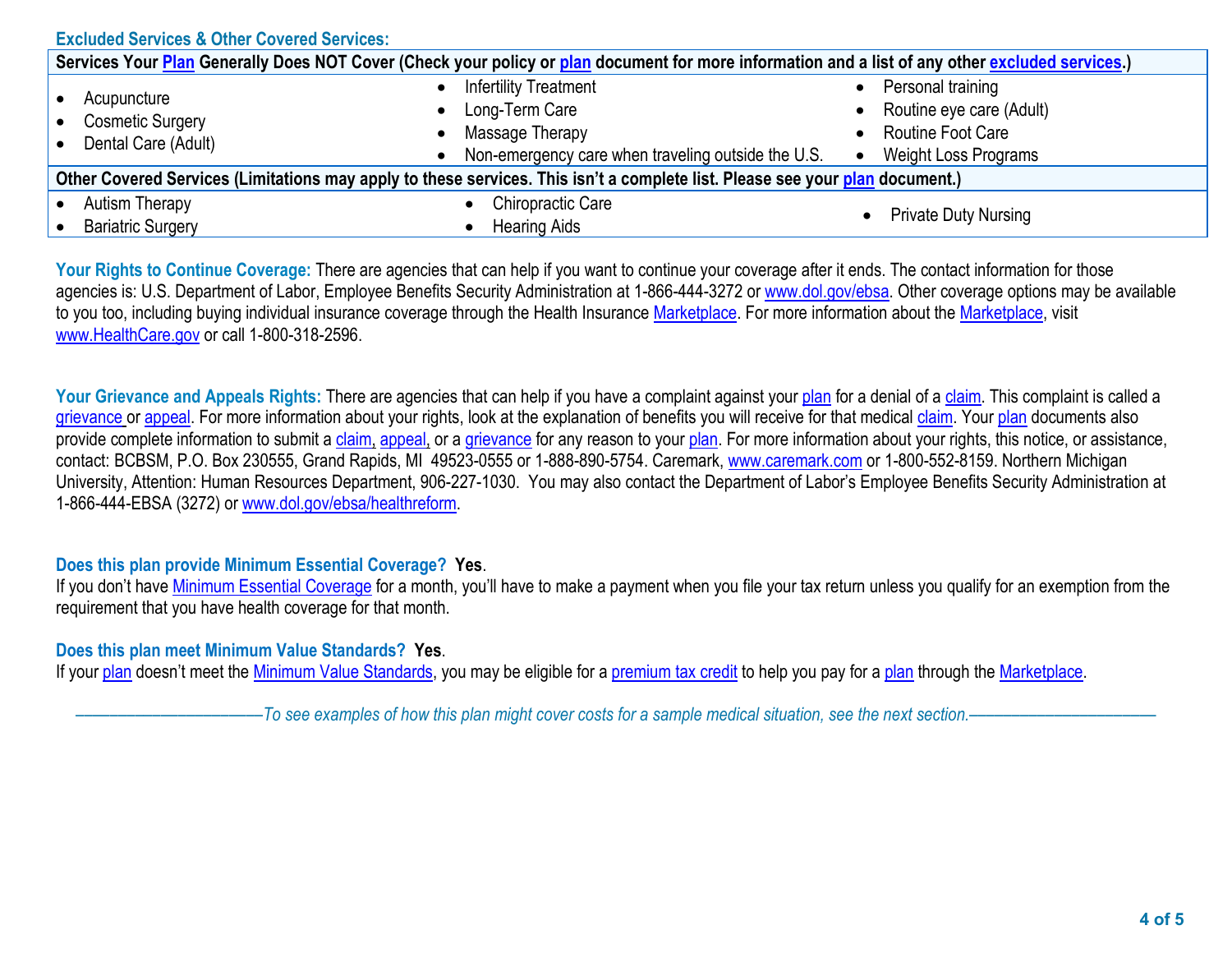**Excluded Services & Other Covered Services:**

| Services Your Plan Generally Does NOT Cover (Check your policy or plan document for more information and a list of any other excluded services.) | | |
|---|---|---|
| • Acupuncture<br>• Cosmetic Surgery<br>• Dental Care (Adult) | • Infertility Treatment<br>• Long-Term Care<br>• Massage Therapy<br>• Non-emergency care when traveling outside the U.S. | • Personal training<br>• Routine eye care (Adult)<br>• Routine Foot Care<br>• Weight Loss Programs |
| **Other Covered Services (Limitations may apply to these services. This isn't a complete list. Please see your plan document.)** | | |
| • Autism Therapy<br>• Bariatric Surgery | • Chiropractic Care<br>• Hearing Aids | • Private Duty Nursing |

**Your Rights to Continue Coverage:** There are agencies that can help if you want to continue your coverage after it ends. The contact information for those agencies is: U.S. Department of Labor, Employee Benefits Security Administration at 1-866-444-3272 or www.dol.gov/ebsa. Other coverage options may be available to you too, including buying individual insurance coverage through the Health Insurance Marketplace. For more information about the Marketplace, visit www.HealthCare.gov or call 1-800-318-2596.

**Your Grievance and Appeals Rights:** There are agencies that can help if you have a complaint against your plan for a denial of a claim. This complaint is called a grievance or appeal. For more information about your rights, look at the explanation of benefits you will receive for that medical claim. Your plan documents also provide complete information to submit a claim, appeal, or a grievance for any reason to your plan. For more information about your rights, this notice, or assistance, contact: BCBSM, P.O. Box 230555, Grand Rapids, MI 49523-0555 or 1-888-890-5754. Caremark, www.caremark.com or 1-800-552-8159. Northern Michigan University, Attention: Human Resources Department, 906-227-1030. You may also contact the Department of Labor's Employee Benefits Security Administration at 1-866-444-EBSA (3272) or www.dol.gov/ebsa/healthreform.

**Does this plan provide Minimum Essential Coverage? Yes.**

If you don't have Minimum Essential Coverage for a month, you'll have to make a payment when you file your tax return unless you qualify for an exemption from the requirement that you have health coverage for that month.

**Does this plan meet Minimum Value Standards? Yes.**

If your plan doesn't meet the Minimum Value Standards, you may be eligible for a premium tax credit to help you pay for a plan through the Marketplace.

*––––––––––––––––––––––To see examples of how this plan might cover costs for a sample medical situation, see the next section.––––––––––––––––––––––*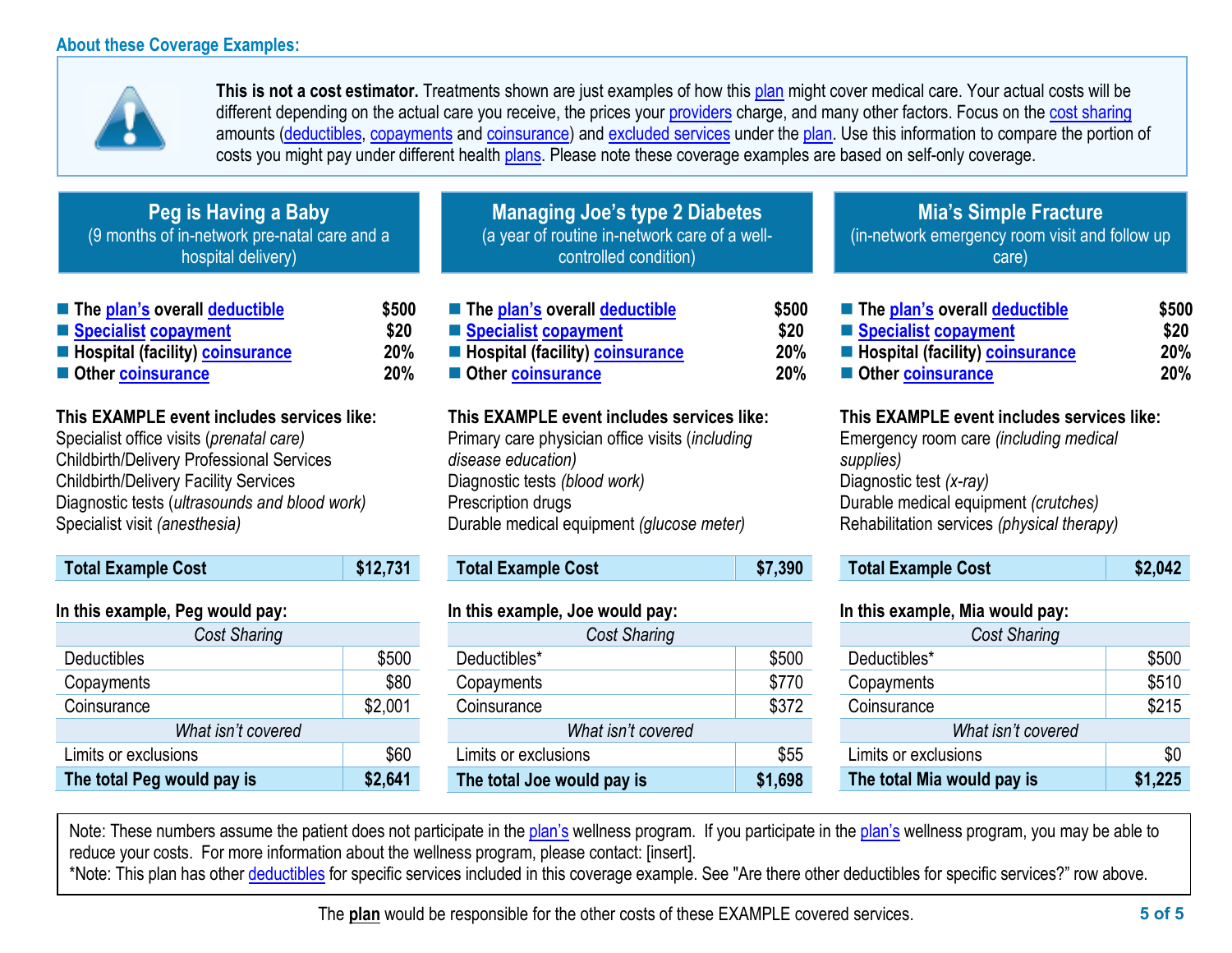## About these Coverage Examples:

**This is not a cost estimator.** Treatments shown are just examples of how this plan might cover medical care. Your actual costs will be different depending on the actual care you receive, the prices your providers charge, and many other factors. Focus on the cost sharing amounts (deductibles, copayments and coinsurance) and excluded services under the plan. Use this information to compare the portion of costs you might pay under different health plans. Please note these coverage examples are based on self-only coverage.

### Peg is Having a Baby
(9 months of in-network pre-natal care and a hospital delivery)

| | |
|---|---|
| **The plan's overall deductible** | **$500** |
| **Specialist copayment** | **$20** |
| **Hospital (facility) coinsurance** | **20%** |
| **Other coinsurance** | **20%** |

**This EXAMPLE event includes services like:**
Specialist office visits *(prenatal care)*
Childbirth/Delivery Professional Services
Childbirth/Delivery Facility Services
Diagnostic tests *(ultrasounds and blood work)*
Specialist visit *(anesthesia)*

| **Total Example Cost** | **$12,731** |
|---|---|

**In this example, Peg would pay:**

| *Cost Sharing* | |
|---|---|
| Deductibles | $500 |
| Copayments | $80 |
| Coinsurance | $2,001 |
| *What isn't covered* | |
| Limits or exclusions | $60 |
| **The total Peg would pay is** | **$2,641** |

### Managing Joe's type 2 Diabetes
(a year of routine in-network care of a well-controlled condition)

| | |
|---|---|
| **The plan's overall deductible** | **$500** |
| **Specialist copayment** | **$20** |
| **Hospital (facility) coinsurance** | **20%** |
| **Other coinsurance** | **20%** |

**This EXAMPLE event includes services like:**
Primary care physician office visits *(including disease education)*
Diagnostic tests *(blood work)*
Prescription drugs
Durable medical equipment *(glucose meter)*

| **Total Example Cost** | **$7,390** |
|---|---|

**In this example, Joe would pay:**

| *Cost Sharing* | |
|---|---|
| Deductibles* | $500 |
| Copayments | $770 |
| Coinsurance | $372 |
| *What isn't covered* | |
| Limits or exclusions | $55 |
| **The total Joe would pay is** | **$1,698** |

### Mia's Simple Fracture
(in-network emergency room visit and follow up care)

| | |
|---|---|
| **The plan's overall deductible** | **$500** |
| **Specialist copayment** | **$20** |
| **Hospital (facility) coinsurance** | **20%** |
| **Other coinsurance** | **20%** |

**This EXAMPLE event includes services like:**
Emergency room care *(including medical supplies)*
Diagnostic test *(x-ray)*
Durable medical equipment *(crutches)*
Rehabilitation services *(physical therapy)*

| **Total Example Cost** | **$2,042** |
|---|---|

**In this example, Mia would pay:**

| *Cost Sharing* | |
|---|---|
| Deductibles* | $500 |
| Copayments | $510 |
| Coinsurance | $215 |
| *What isn't covered* | |
| Limits or exclusions | $0 |
| **The total Mia would pay is** | **$1,225** |

Note: These numbers assume the patient does not participate in the plan's wellness program. If you participate in the plan's wellness program, you may be able to reduce your costs. For more information about the wellness program, please contact: [insert].
*Note: This plan has other deductibles for specific services included in this coverage example. See "Are there other deductibles for specific services?" row above.

The **plan** would be responsible for the other costs of these EXAMPLE covered services.